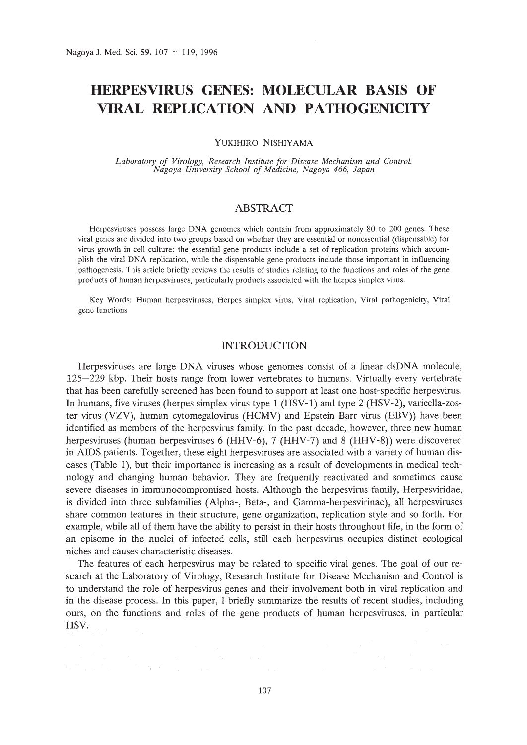# HERPESVIRUS GENES: MOLECULAR BASIS OF VIRAL REPLICATION AND PATHOGENICITY

YUKIHIRO NISHIYAMA

*Laboratory of Virology, Research Institute for Disease Mechanism and Control, Nagoya University School of Medicine, Nagoya 466, Japan*

## ABSTRACT

Herpesviruses possess large DNA genomes which contain from approximately 80 to 200 genes. These viral genes are divided into two groups based on whether they are essential or nonessential (dispensable) for virus growth in cell culture: the essential gene products include a set of replication proteins which accomplish the viral DNA replication, while the dispensable gene products include those important in influencing pathogenesis. This article briefly reviews the results of studies relating to the functions and roles of the gene products of human herpesviruses, particularly products associated with the herpes simplex virus.

Key Words: Human herpesviruses, Herpes simplex virus, Viral replication, Viral pathogenicity, Viral gene functions

## INTRODUCTION

Herpesviruses are large DNA viruses whose genomes consist of a linear dsDNA molecule, 125–229 kbp. Their hosts range from lower vertebrates to humans. Virtually every vertebrate that has been carefully screened has been found to support at least one host-specific herpesvirus. In humans, five viruses (herpes simplex virus type 1 (HSV-1) and type 2 (HSV-2), varicella-zoster virus (VZV), human cytomegalovirus (HCMV) and Epstein Barr virus (EBV)) have been identified as members of the herpesvirus family. In the past decade, however, three new human herpesviruses (human herpesviruses 6 (HHV-6), 7 (HHV-7) and 8 (HHV-8)) were discovered in AIDS patients. Together, these eight herpesviruses are associated with a variety of human diseases (Table 1), but their importance is increasing as a result of developments in medical technology and changing human behavior. They are frequently reactivated and sometimes cause severe diseases in immunocompromised hosts. Although the herpesvirus family, Herpesviridae, is divided into three subfamilies (Alpha-, Beta-, and Gamma-herpesvirinae), all herpesviruses share common features in their structure, gene organization, replication style and so forth. For example, while all of them have the ability to persist in their hosts throughout life, in the form of an episome in the nuclei of infected cells, still each herpesvirus occupies distinct ecological niches and causes characteristic diseases.

The features of each herpesvirus may be related to specific viral genes. The goal of our research at the Laboratory of Virology, Research Institute for Disease Mechanism and Control is to understand the role of herpesvirus genes and their involvement both in viral replication and in the disease process. In this paper, I briefly summarize the results of recent studies, including ours, on the functions and roles of the gene products of human herpesviruses, in particular HSV.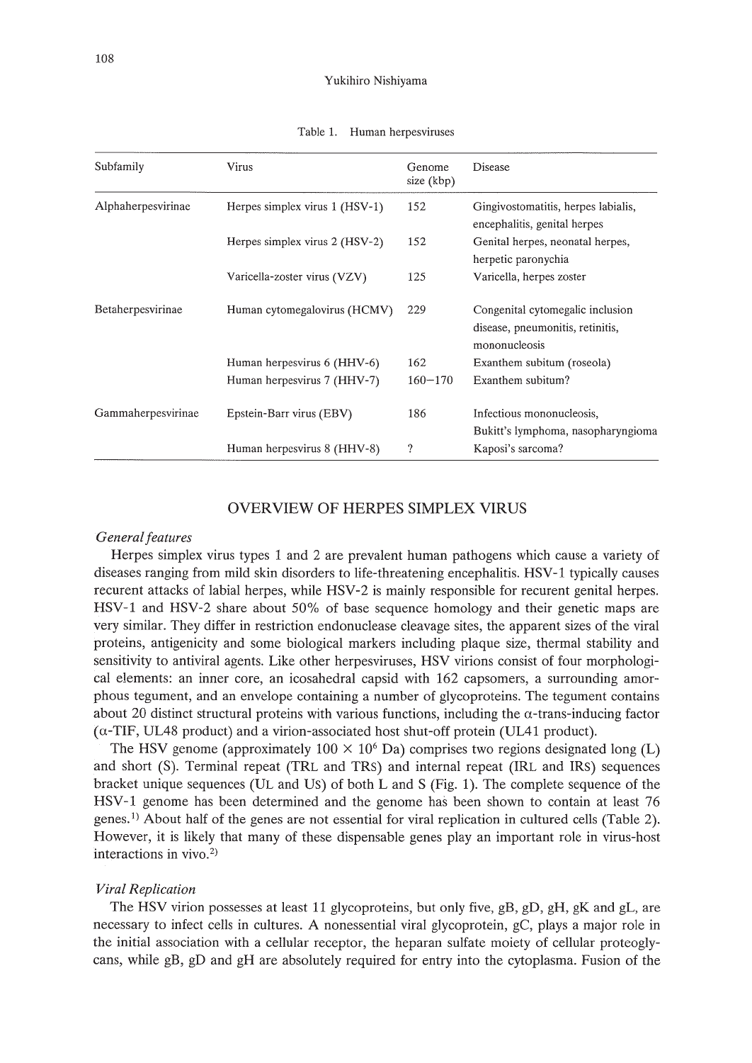Table 1. Human herpesviruses

| Subfamily | Virus | Genome size (kbp) | Disease |
|---|---|---|---|
| Alphaherpesvirinae | Herpes simplex virus 1 (HSV-1) | 152 | Gingivostomatitis, herpes labialis, encephalitis, genital herpes |
| | Herpes simplex virus 2 (HSV-2) | 152 | Genital herpes, neonatal herpes, herpetic paronychia |
| | Varicella-zoster virus (VZV) | 125 | Varicella, herpes zoster |
| Betaherpesvirinae | Human cytomegalovirus (HCMV) | 229 | Congenital cytomegalic inclusion disease, pneumonitis, retinitis, mononucleosis |
| | Human herpesvirus 6 (HHV-6) | 162 | Exanthem subitum (roseola) |
| | Human herpesvirus 7 (HHV-7) | 160–170 | Exanthem subitum? |
| Gammaherpesvirinae | Epstein-Barr virus (EBV) | 186 | Infectious mononucleosis, Bukitt's lymphoma, nasopharyngioma |
| | Human herpesvirus 8 (HHV-8) | ? | Kaposi's sarcoma? |

## OVERVIEW OF HERPES SIMPLEX VIRUS

### *General features*

Herpes simplex virus types 1 and 2 are prevalent human pathogens which cause a variety of diseases ranging from mild skin disorders to life-threatening encephalitis. HSV-1 typically causes recurent attacks of labial herpes, while HSV-2 is mainly responsible for recurent genital herpes. HSV-1 and HSV-2 share about 50% of base sequence homology and their genetic maps are very similar. They differ in restriction endonuclease cleavage sites, the apparent sizes of the viral proteins, antigenicity and some biological markers including plaque size, thermal stability and sensitivity to antiviral agents. Like other herpesviruses, HSV virions consist of four morphological elements: an inner core, an icosahedral capsid with 162 capsomers, a surrounding amorphous tegument, and an envelope containing a number of glycoproteins. The tegument contains about 20 distinct structural proteins with various functions, including the $\alpha$-trans-inducing factor ($\alpha$-TIF, UL48 product) and a virion-associated host shut-off protein (UL41 product).

The HSV genome (approximately $100 \times 10^6$ Da) comprises two regions designated long (L) and short (S). Terminal repeat (TRL and TRS) and internal repeat (IRL and IRS) sequences bracket unique sequences (UL and US) of both L and S (Fig. 1). The complete sequence of the HSV-1 genome has been determined and the genome has been shown to contain at least 76 genes.[1] About half of the genes are not essential for viral replication in cultured cells (Table 2). However, it is likely that many of these dispensable genes play an important role in virus-host interactions in vivo.[2]

### *Viral Replication*

The HSV virion possesses at least 11 glycoproteins, but only five, gB, gD, gH, gK and gL, are necessary to infect cells in cultures. A nonessential viral glycoprotein, gC, plays a major role in the initial association with a cellular receptor, the heparan sulfate moiety of cellular proteoglycans, while gB, gD and gH are absolutely required for entry into the cytoplasma. Fusion of the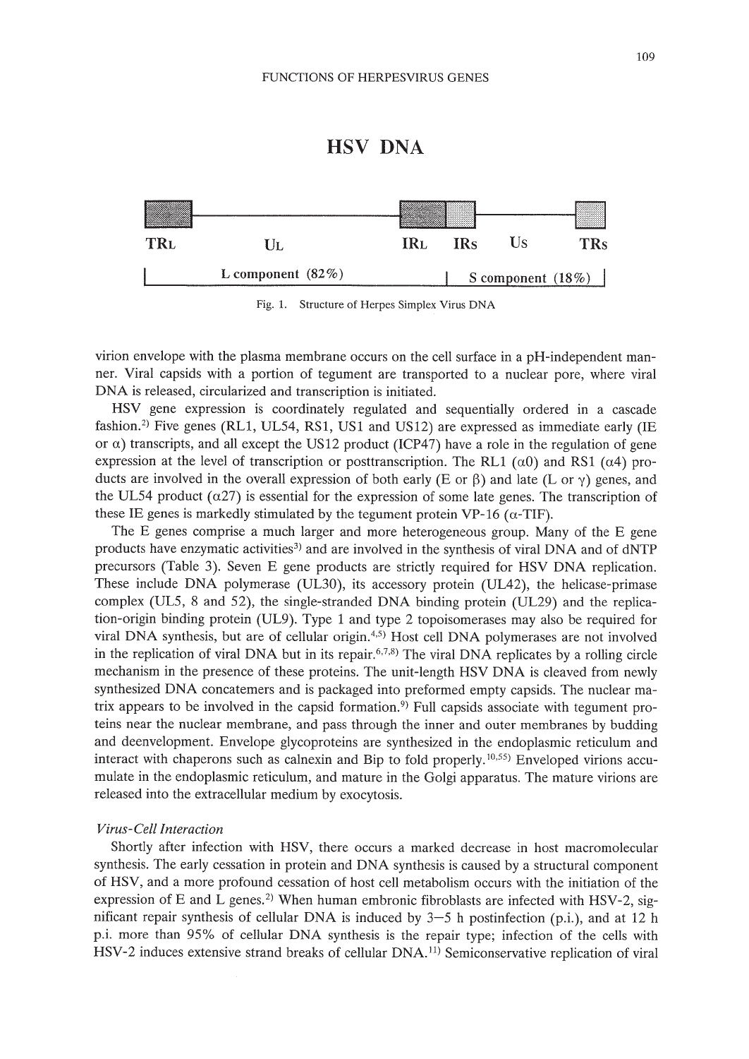## HSV DNA

| TRL | UL | IRL | IRS | US | TRS |
|---|---|---|---|---|---|
| L component (82%) | | | S component (18%) | | |

Fig. 1. Structure of Herpes Simplex Virus DNA

virion envelope with the plasma membrane occurs on the cell surface in a pH-independent manner. Viral capsids with a portion of tegument are transported to a nuclear pore, where viral DNA is released, circularized and transcription is initiated.

HSV gene expression is coordinately regulated and sequentially ordered in a cascade fashion.[2] Five genes (RL1, UL54, RS1, US1 and US12) are expressed as immediate early (IE or α) transcripts, and all except the US12 product (ICP47) have a role in the regulation of gene expression at the level of transcription or posttranscription. The RL1 (α0) and RS1 (α4) products are involved in the overall expression of both early (E or β) and late (L or γ) genes, and the UL54 product (α27) is essential for the expression of some late genes. The transcription of these IE genes is markedly stimulated by the tegument protein VP-16 (α-TIF).

The E genes comprise a much larger and more heterogeneous group. Many of the E gene products have enzymatic activities[3] and are involved in the synthesis of viral DNA and of dNTP precursors (Table 3). Seven E gene products are strictly required for HSV DNA replication. These include DNA polymerase (UL30), its accessory protein (UL42), the helicase-primase complex (UL5, 8 and 52), the single-stranded DNA binding protein (UL29) and the replication-origin binding protein (UL9). Type 1 and type 2 topoisomerases may also be required for viral DNA synthesis, but are of cellular origin.[4,5] Host cell DNA polymerases are not involved in the replication of viral DNA but in its repair.[6,7,8] The viral DNA replicates by a rolling circle mechanism in the presence of these proteins. The unit-length HSV DNA is cleaved from newly synthesized DNA concatemers and is packaged into preformed empty capsids. The nuclear matrix appears to be involved in the capsid formation.[9] Full capsids associate with tegument proteins near the nuclear membrane, and pass through the inner and outer membranes by budding and deenvelopment. Envelope glycoproteins are synthesized in the endoplasmic reticulum and interact with chaperons such as calnexin and Bip to fold properly.[10,55] Enveloped virions accumulate in the endoplasmic reticulum, and mature in the Golgi apparatus. The mature virions are released into the extracellular medium by exocytosis.

*Virus-Cell Interaction*

Shortly after infection with HSV, there occurs a marked decrease in host macromolecular synthesis. The early cessation in protein and DNA synthesis is caused by a structural component of HSV, and a more profound cessation of host cell metabolism occurs with the initiation of the expression of E and L genes.[2] When human embronic fibroblasts are infected with HSV-2, significant repair synthesis of cellular DNA is induced by 3–5 h postinfection (p.i.), and at 12 h p.i. more than 95% of cellular DNA synthesis is the repair type; infection of the cells with HSV-2 induces extensive strand breaks of cellular DNA.[11] Semiconservative replication of viral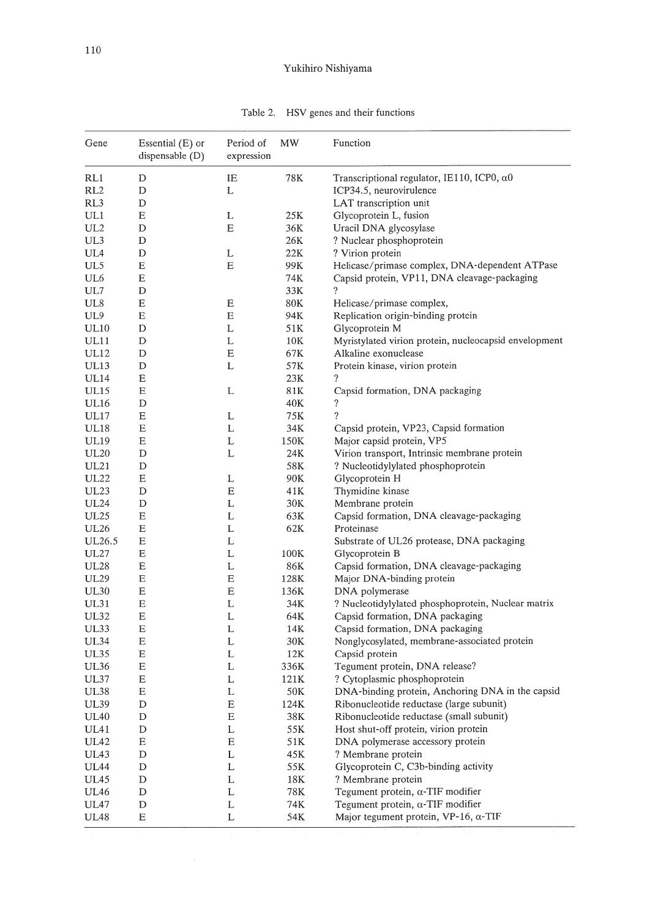Table 2. HSV genes and their functions

| Gene | Essential (E) or dispensable (D) | Period of expression | MW | Function |
|---|---|---|---|---|
| RL1 | D | IE | 78K | Transcriptional regulator, IE110, ICP0, α0 |
| RL2 | D | L | | ICP34.5, neurovirulence |
| RL3 | D | | | LAT transcription unit |
| UL1 | E | L | 25K | Glycoprotein L, fusion |
| UL2 | D | E | 36K | Uracil DNA glycosylase |
| UL3 | D | | 26K | ? Nuclear phosphoprotein |
| UL4 | D | L | 22K | ? Virion protein |
| UL5 | E | E | 99K | Helicase/primase complex, DNA-dependent ATPase |
| UL6 | E | | 74K | Capsid protein, VP11, DNA cleavage-packaging |
| UL7 | D | | 33K | ? |
| UL8 | E | E | 80K | Helicase/primase complex, |
| UL9 | E | E | 94K | Replication origin-binding protein |
| UL10 | D | L | 51K | Glycoprotein M |
| UL11 | D | L | 10K | Myristylated virion protein, nucleocapsid envelopment |
| UL12 | D | E | 67K | Alkaline exonuclease |
| UL13 | D | L | 57K | Protein kinase, virion protein |
| UL14 | E | | 23K | ? |
| UL15 | E | L | 81K | Capsid formation, DNA packaging |
| UL16 | D | | 40K | ? |
| UL17 | E | L | 75K | ? |
| UL18 | E | L | 34K | Capsid protein, VP23, Capsid formation |
| UL19 | E | L | 150K | Major capsid protein, VP5 |
| UL20 | D | L | 24K | Virion transport, Intrinsic membrane protein |
| UL21 | D | | 58K | ? Nucleotidylylated phosphoprotein |
| UL22 | E | L | 90K | Glycoprotein H |
| UL23 | D | E | 41K | Thymidine kinase |
| UL24 | D | L | 30K | Membrane protein |
| UL25 | E | L | 63K | Capsid formation, DNA cleavage-packaging |
| UL26 | E | L | 62K | Proteinase |
| UL26.5 | E | L | | Substrate of UL26 protease, DNA packaging |
| UL27 | E | L | 100K | Glycoprotein B |
| UL28 | E | L | 86K | Capsid formation, DNA cleavage-packaging |
| UL29 | E | E | 128K | Major DNA-binding protein |
| UL30 | E | E | 136K | DNA polymerase |
| UL31 | E | L | 34K | ? Nucleotidylylated phosphoprotein, Nuclear matrix |
| UL32 | E | L | 64K | Capsid formation, DNA packaging |
| UL33 | E | L | 14K | Capsid formation, DNA packaging |
| UL34 | E | L | 30K | Nonglycosylated, membrane-associated protein |
| UL35 | E | L | 12K | Capsid protein |
| UL36 | E | L | 336K | Tegument protein, DNA release? |
| UL37 | E | L | 121K | ? Cytoplasmic phosphoprotein |
| UL38 | E | L | 50K | DNA-binding protein, Anchoring DNA in the capsid |
| UL39 | D | E | 124K | Ribonucleotide reductase (large subunit) |
| UL40 | D | E | 38K | Ribonucleotide reductase (small subunit) |
| UL41 | D | L | 55K | Host shut-off protein, virion protein |
| UL42 | E | E | 51K | DNA polymerase accessory protein |
| UL43 | D | L | 45K | ? Membrane protein |
| UL44 | D | L | 55K | Glycoprotein C, C3b-binding activity |
| UL45 | D | L | 18K | ? Membrane protein |
| UL46 | D | L | 78K | Tegument protein, α-TIF modifier |
| UL47 | D | L | 74K | Tegument protein, α-TIF modifier |
| UL48 | E | L | 54K | Major tegument protein, VP-16, α-TIF |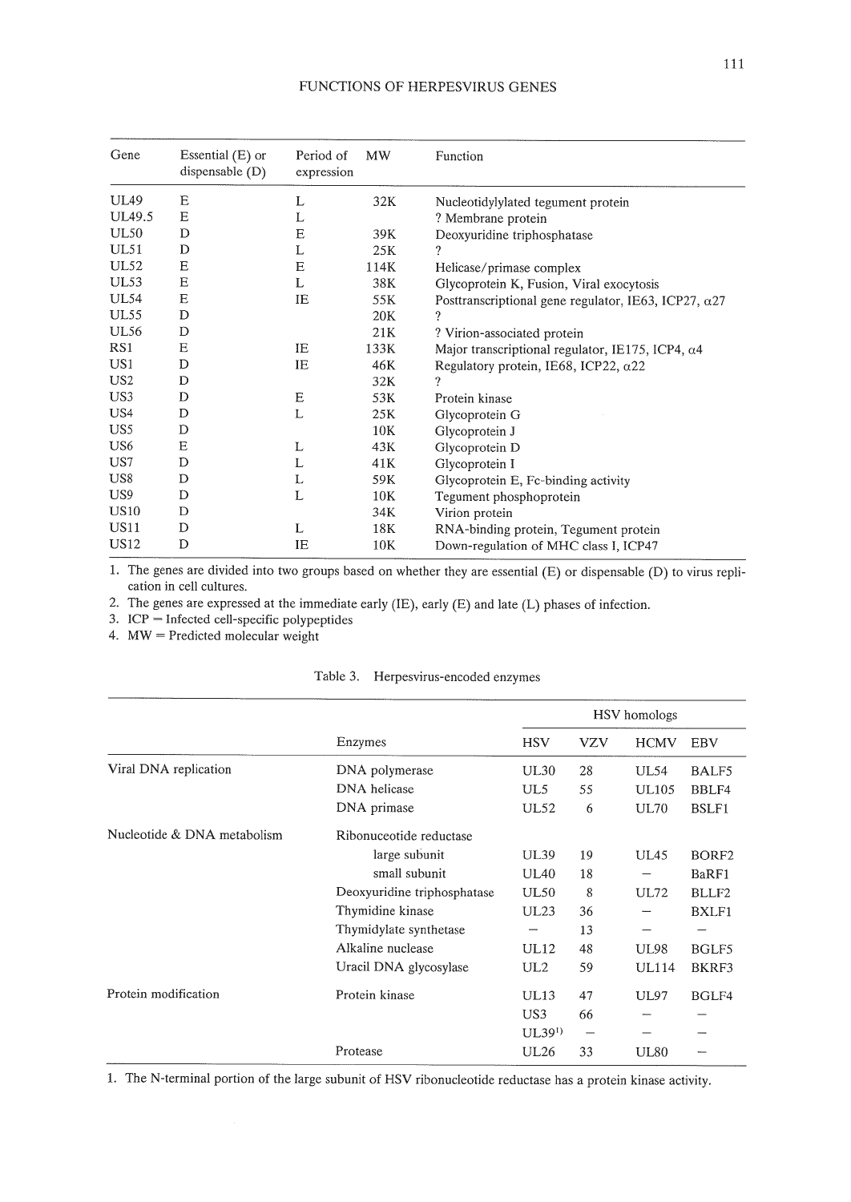| Gene | Essential (E) or dispensable (D) | Period of expression | MW | Function |
|---|---|---|---|---|
| UL49 | E | L | 32K | Nucleotidylylated tegument protein |
| UL49.5 | E | L | | ? Membrane protein |
| UL50 | D | E | 39K | Deoxyuridine triphosphatase |
| UL51 | D | L | 25K | ? |
| UL52 | E | E | 114K | Helicase/primase complex |
| UL53 | E | L | 38K | Glycoprotein K, Fusion, Viral exocytosis |
| UL54 | E | IE | 55K | Posttranscriptional gene regulator, IE63, ICP27, α27 |
| UL55 | D | | 20K | ? |
| UL56 | D | | 21K | ? Virion-associated protein |
| RS1 | E | IE | 133K | Major transcriptional regulator, IE175, ICP4, α4 |
| US1 | D | IE | 46K | Regulatory protein, IE68, ICP22, α22 |
| US2 | D | | 32K | ? |
| US3 | D | E | 53K | Protein kinase |
| US4 | D | L | 25K | Glycoprotein G |
| US5 | D | | 10K | Glycoprotein J |
| US6 | E | L | 43K | Glycoprotein D |
| US7 | D | L | 41K | Glycoprotein I |
| US8 | D | L | 59K | Glycoprotein E, Fc-binding activity |
| US9 | D | L | 10K | Tegument phosphoprotein |
| US10 | D | | 34K | Virion protein |
| US11 | D | L | 18K | RNA-binding protein, Tegument protein |
| US12 | D | IE | 10K | Down-regulation of MHC class I, ICP47 |

1. The genes are divided into two groups based on whether they are essential (E) or dispensable (D) to virus replication in cell cultures.
2. The genes are expressed at the immediate early (IE), early (E) and late (L) phases of infection.
3. ICP = Infected cell-specific polypeptides
4. MW = Predicted molecular weight

Table 3. Herpesvirus-encoded enzymes

| | | HSV homologs | | | |
|---|---|---|---|---|---|
| | Enzymes | HSV | VZV | HCMV | EBV |
| Viral DNA replication | DNA polymerase | UL30 | 28 | UL54 | BALF5 |
| | DNA helicase | UL5 | 55 | UL105 | BBLF4 |
| | DNA primase | UL52 | 6 | UL70 | BSLF1 |
| Nucleotide & DNA metabolism | Ribonuceotide reductase | | | | |
| | large subunit | UL39 | 19 | UL45 | BORF2 |
| | small subunit | UL40 | 18 | – | BaRF1 |
| | Deoxyuridine triphosphatase | UL50 | 8 | UL72 | BLLF2 |
| | Thymidine kinase | UL23 | 36 | – | BXLF1 |
| | Thymidylate synthetase | – | 13 | – | – |
| | Alkaline nuclease | UL12 | 48 | UL98 | BGLF5 |
| | Uracil DNA glycosylase | UL2 | 59 | UL114 | BKRF3 |
| Protein modification | Protein kinase | UL13 | 47 | UL97 | BGLF4 |
| | | US3 | 66 | – | – |
| | | UL39[1] | – | – | – |
| | Protease | UL26 | 33 | UL80 | – |

1. The N-terminal portion of the large subunit of HSV ribonucleotide reductase has a protein kinase activity.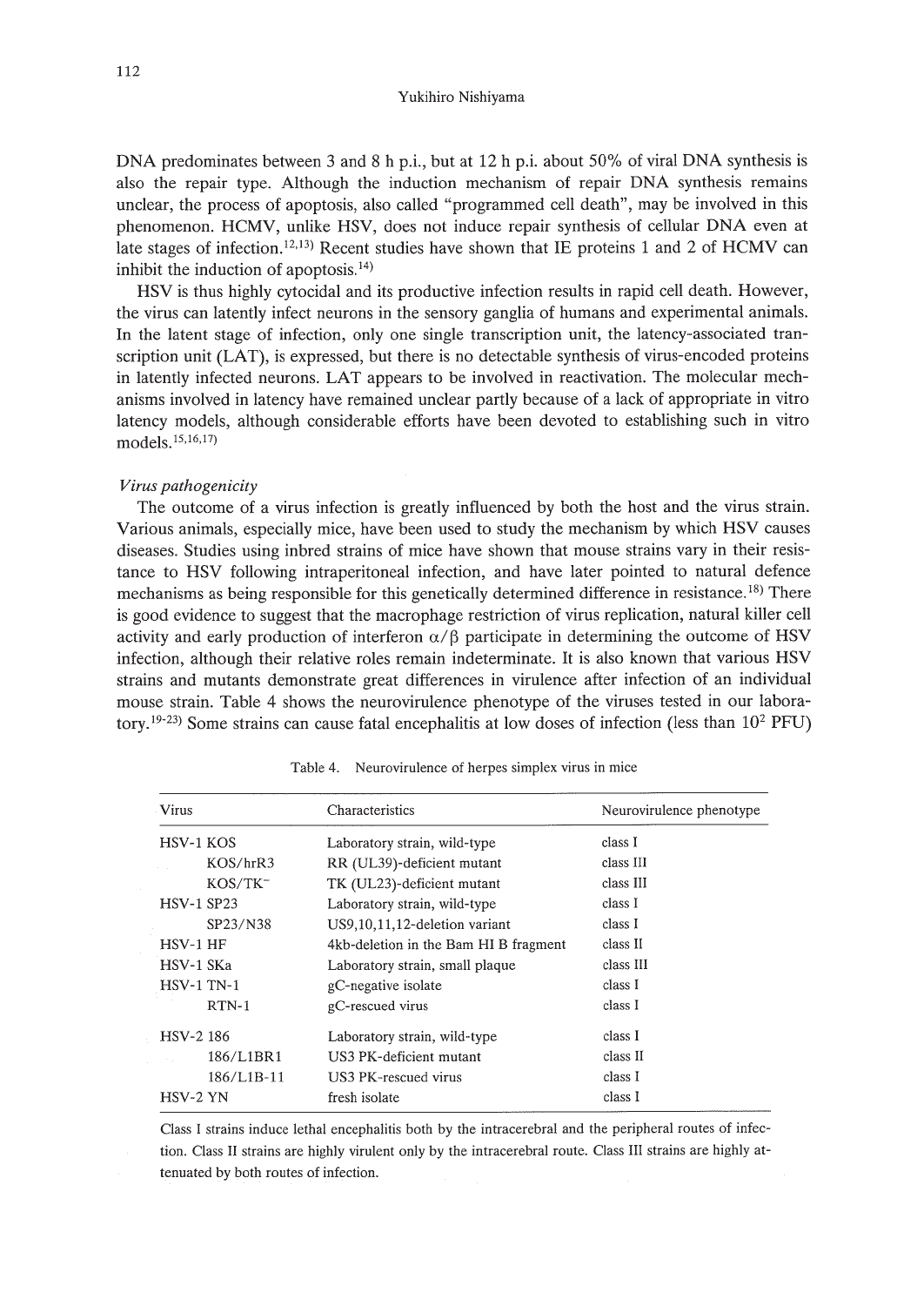DNA predominates between 3 and 8 h p.i., but at 12 h p.i. about 50% of viral DNA synthesis is also the repair type. Although the induction mechanism of repair DNA synthesis remains unclear, the process of apoptosis, also called "programmed cell death", may be involved in this phenomenon. HCMV, unlike HSV, does not induce repair synthesis of cellular DNA even at late stages of infection.[12,13] Recent studies have shown that IE proteins 1 and 2 of HCMV can inhibit the induction of apoptosis.[14]

HSV is thus highly cytocidal and its productive infection results in rapid cell death. However, the virus can latently infect neurons in the sensory ganglia of humans and experimental animals. In the latent stage of infection, only one single transcription unit, the latency-associated transcription unit (LAT), is expressed, but there is no detectable synthesis of virus-encoded proteins in latently infected neurons. LAT appears to be involved in reactivation. The molecular mechanisms involved in latency have remained unclear partly because of a lack of appropriate in vitro latency models, although considerable efforts have been devoted to establishing such in vitro models.[15,16,17]

*Virus pathogenicity*

The outcome of a virus infection is greatly influenced by both the host and the virus strain. Various animals, especially mice, have been used to study the mechanism by which HSV causes diseases. Studies using inbred strains of mice have shown that mouse strains vary in their resistance to HSV following intraperitoneal infection, and have later pointed to natural defence mechanisms as being responsible for this genetically determined difference in resistance.[18] There is good evidence to suggest that the macrophage restriction of virus replication, natural killer cell activity and early production of interferon $\alpha/\beta$ participate in determining the outcome of HSV infection, although their relative roles remain indeterminate. It is also known that various HSV strains and mutants demonstrate great differences in virulence after infection of an individual mouse strain. Table 4 shows the neurovirulence phenotype of the viruses tested in our laboratory.[19-23] Some strains can cause fatal encephalitis at low doses of infection (less than $10^2$ PFU)

Table 4. Neurovirulence of herpes simplex virus in mice

| Virus | Characteristics | Neurovirulence phenotype |
|---|---|---|
| HSV-1 KOS | Laboratory strain, wild-type | class I |
| KOS/hrR3 | RR (UL39)-deficient mutant | class III |
| KOS/TK$^-$ | TK (UL23)-deficient mutant | class III |
| HSV-1 SP23 | Laboratory strain, wild-type | class I |
| SP23/N38 | US9,10,11,12-deletion variant | class I |
| HSV-1 HF | 4kb-deletion in the Bam HI B fragment | class II |
| HSV-1 SKa | Laboratory strain, small plaque | class III |
| HSV-1 TN-1 | gC-negative isolate | class I |
| RTN-1 | gC-rescued virus | class I |
| HSV-2 186 | Laboratory strain, wild-type | class I |
| 186/L1BR1 | US3 PK-deficient mutant | class II |
| 186/L1B-11 | US3 PK-rescued virus | class I |
| HSV-2 YN | fresh isolate | class I |

Class I strains induce lethal encephalitis both by the intracerebral and the peripheral routes of infection. Class II strains are highly virulent only by the intracerebral route. Class III strains are highly attenuated by both routes of infection.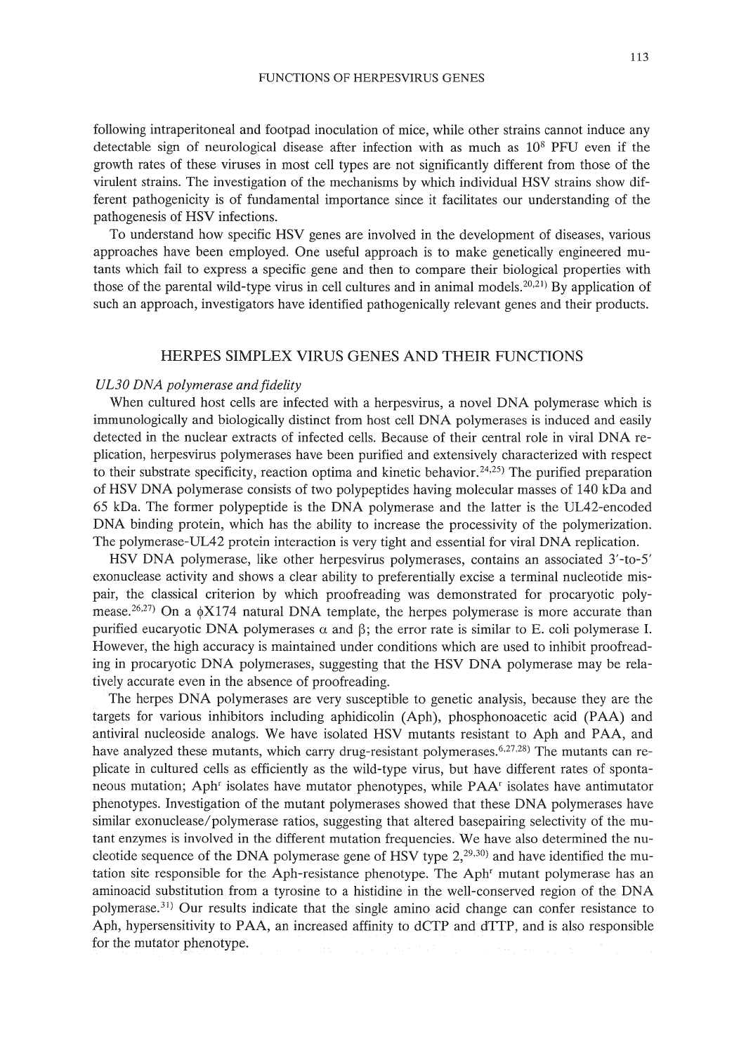following intraperitoneal and footpad inoculation of mice, while other strains cannot induce any detectable sign of neurological disease after infection with as much as $10^8$ PFU even if the growth rates of these viruses in most cell types are not significantly different from those of the virulent strains. The investigation of the mechanisms by which individual HSV strains show different pathogenicity is of fundamental importance since it facilitates our understanding of the pathogenesis of HSV infections.

To understand how specific HSV genes are involved in the development of diseases, various approaches have been employed. One useful approach is to make genetically engineered mutants which fail to express a specific gene and then to compare their biological properties with those of the parental wild-type virus in cell cultures and in animal models.[20,21] By application of such an approach, investigators have identified pathogenically relevant genes and their products.

## HERPES SIMPLEX VIRUS GENES AND THEIR FUNCTIONS

### *UL30 DNA polymerase and fidelity*

When cultured host cells are infected with a herpesvirus, a novel DNA polymerase which is immunologically and biologically distinct from host cell DNA polymerases is induced and easily detected in the nuclear extracts of infected cells. Because of their central role in viral DNA replication, herpesvirus polymerases have been purified and extensively characterized with respect to their substrate specificity, reaction optima and kinetic behavior.[24,25] The purified preparation of HSV DNA polymerase consists of two polypeptides having molecular masses of 140 kDa and 65 kDa. The former polypeptide is the DNA polymerase and the latter is the UL42-encoded DNA binding protein, which has the ability to increase the processivity of the polymerization. The polymerase-UL42 protein interaction is very tight and essential for viral DNA replication.

HSV DNA polymerase, like other herpesvirus polymerases, contains an associated 3′-to-5′ exonuclease activity and shows a clear ability to preferentially excise a terminal nucleotide mispair, the classical criterion by which proofreading was demonstrated for procaryotic polymease.[26,27] On a $\phi$X174 natural DNA template, the herpes polymerase is more accurate than purified eucaryotic DNA polymerases $\alpha$ and $\beta$; the error rate is similar to E. coli polymerase I. However, the high accuracy is maintained under conditions which are used to inhibit proofreading in procaryotic DNA polymerases, suggesting that the HSV DNA polymerase may be relatively accurate even in the absence of proofreading.

The herpes DNA polymerases are very susceptible to genetic analysis, because they are the targets for various inhibitors including aphidicolin (Aph), phosphonoacetic acid (PAA) and antiviral nucleoside analogs. We have isolated HSV mutants resistant to Aph and PAA, and have analyzed these mutants, which carry drug-resistant polymerases.[6,27,28] The mutants can replicate in cultured cells as efficiently as the wild-type virus, but have different rates of spontaneous mutation; Aph$^r$ isolates have mutator phenotypes, while PAA$^r$ isolates have antimutator phenotypes. Investigation of the mutant polymerases showed that these DNA polymerases have similar exonuclease/polymerase ratios, suggesting that altered basepairing selectivity of the mutant enzymes is involved in the different mutation frequencies. We have also determined the nucleotide sequence of the DNA polymerase gene of HSV type 2,[29,30] and have identified the mutation site responsible for the Aph-resistance phenotype. The Aph$^r$ mutant polymerase has an aminoacid substitution from a tyrosine to a histidine in the well-conserved region of the DNA polymerase.[31] Our results indicate that the single amino acid change can confer resistance to Aph, hypersensitivity to PAA, an increased affinity to dCTP and dTTP, and is also responsible for the mutator phenotype.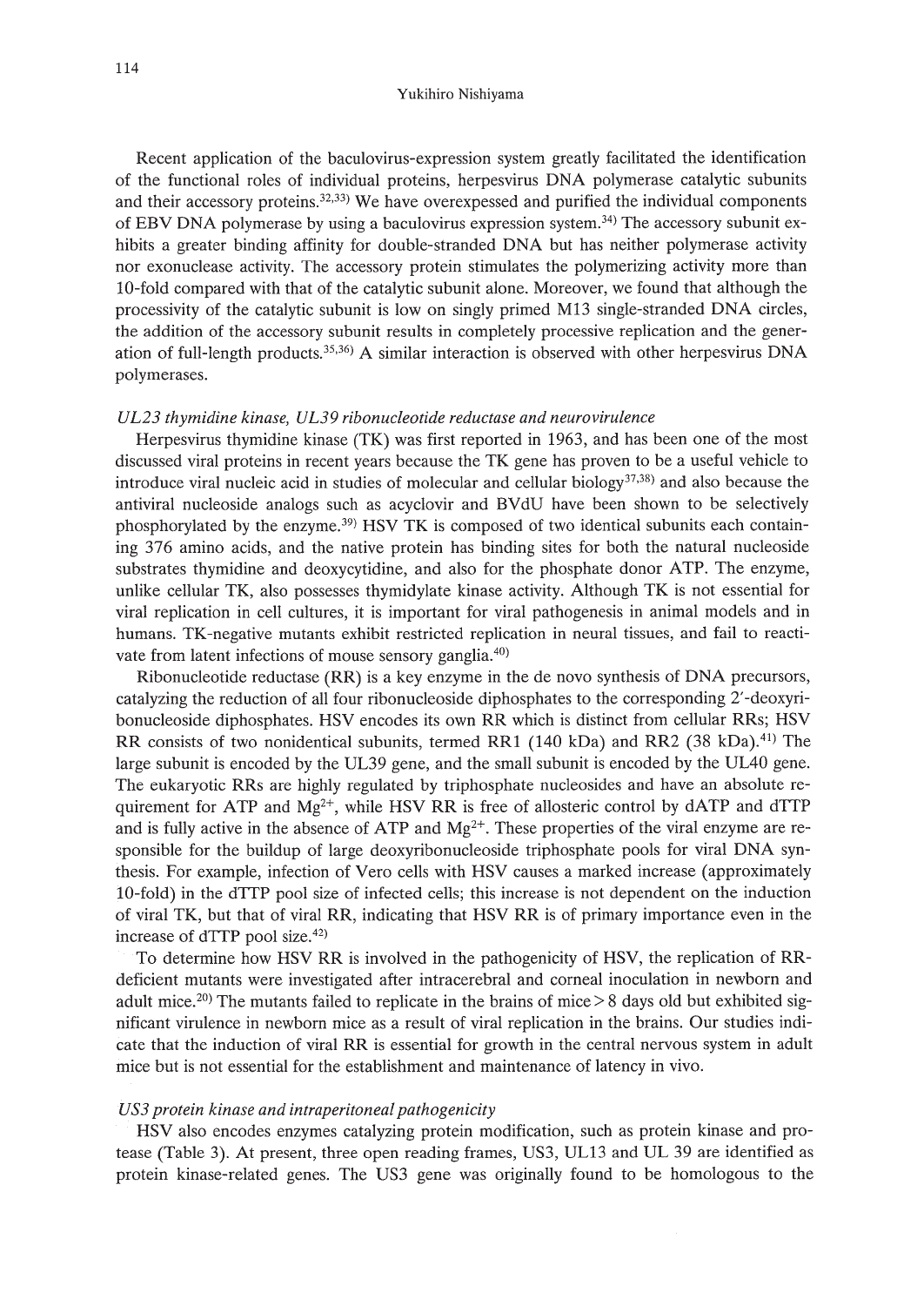Recent application of the baculovirus-expression system greatly facilitated the identification of the functional roles of individual proteins, herpesvirus DNA polymerase catalytic subunits and their accessory proteins.[32,33] We have overexpressed and purified the individual components of EBV DNA polymerase by using a baculovirus expression system.[34] The accessory subunit exhibits a greater binding affinity for double-stranded DNA but has neither polymerase activity nor exonuclease activity. The accessory protein stimulates the polymerizing activity more than 10-fold compared with that of the catalytic subunit alone. Moreover, we found that although the processivity of the catalytic subunit is low on singly primed M13 single-stranded DNA circles, the addition of the accessory subunit results in completely processive replication and the generation of full-length products.[35,36] A similar interaction is observed with other herpesvirus DNA polymerases.

### *UL23 thymidine kinase, UL39 ribonucleotide reductase and neurovirulence*

Herpesvirus thymidine kinase (TK) was first reported in 1963, and has been one of the most discussed viral proteins in recent years because the TK gene has proven to be a useful vehicle to introduce viral nucleic acid in studies of molecular and cellular biology[37,38] and also because the antiviral nucleoside analogs such as acyclovir and BVdU have been shown to be selectively phosphorylated by the enzyme.[39] HSV TK is composed of two identical subunits each containing 376 amino acids, and the native protein has binding sites for both the natural nucleoside substrates thymidine and deoxycytidine, and also for the phosphate donor ATP. The enzyme, unlike cellular TK, also possesses thymidylate kinase activity. Although TK is not essential for viral replication in cell cultures, it is important for viral pathogenesis in animal models and in humans. TK-negative mutants exhibit restricted replication in neural tissues, and fail to reactivate from latent infections of mouse sensory ganglia.[40]

Ribonucleotide reductase (RR) is a key enzyme in the de novo synthesis of DNA precursors, catalyzing the reduction of all four ribonucleoside diphosphates to the corresponding 2′-deoxyribonucleoside diphosphates. HSV encodes its own RR which is distinct from cellular RRs; HSV RR consists of two nonidentical subunits, termed RR1 (140 kDa) and RR2 (38 kDa).[41] The large subunit is encoded by the UL39 gene, and the small subunit is encoded by the UL40 gene. The eukaryotic RRs are highly regulated by triphosphate nucleosides and have an absolute requirement for ATP and $Mg^{2+}$, while HSV RR is free of allosteric control by dATP and dTTP and is fully active in the absence of ATP and $Mg^{2+}$. These properties of the viral enzyme are responsible for the buildup of large deoxyribonucleoside triphosphate pools for viral DNA synthesis. For example, infection of Vero cells with HSV causes a marked increase (approximately 10-fold) in the dTTP pool size of infected cells; this increase is not dependent on the induction of viral TK, but that of viral RR, indicating that HSV RR is of primary importance even in the increase of dTTP pool size.[42]

To determine how HSV RR is involved in the pathogenicity of HSV, the replication of RR-deficient mutants were investigated after intracerebral and corneal inoculation in newborn and adult mice.[20] The mutants failed to replicate in the brains of mice > 8 days old but exhibited significant virulence in newborn mice as a result of viral replication in the brains. Our studies indicate that the induction of viral RR is essential for growth in the central nervous system in adult mice but is not essential for the establishment and maintenance of latency in vivo.

### *US3 protein kinase and intraperitoneal pathogenicity*

HSV also encodes enzymes catalyzing protein modification, such as protein kinase and protease (Table 3). At present, three open reading frames, US3, UL13 and UL 39 are identified as protein kinase-related genes. The US3 gene was originally found to be homologous to the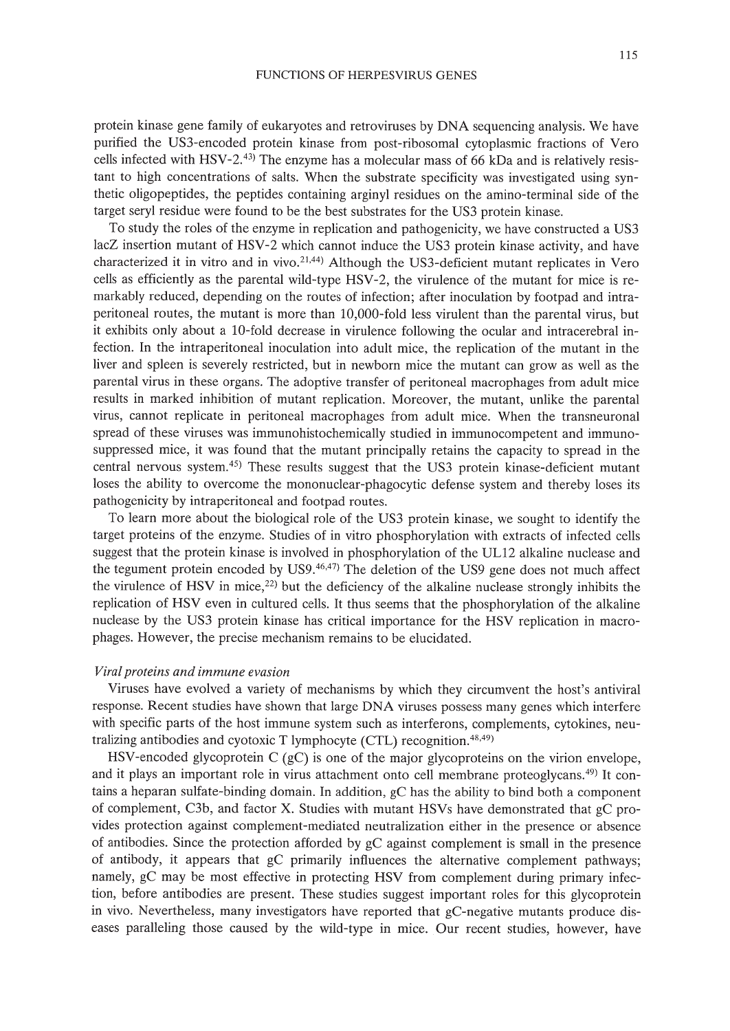protein kinase gene family of eukaryotes and retroviruses by DNA sequencing analysis. We have purified the US3-encoded protein kinase from post-ribosomal cytoplasmic fractions of Vero cells infected with HSV-2.[43] The enzyme has a molecular mass of 66 kDa and is relatively resistant to high concentrations of salts. When the substrate specificity was investigated using synthetic oligopeptides, the peptides containing arginyl residues on the amino-terminal side of the target seryl residue were found to be the best substrates for the US3 protein kinase.

To study the roles of the enzyme in replication and pathogenicity, we have constructed a US3 lacZ insertion mutant of HSV-2 which cannot induce the US3 protein kinase activity, and have characterized it in vitro and in vivo.[21,44] Although the US3-deficient mutant replicates in Vero cells as efficiently as the parental wild-type HSV-2, the virulence of the mutant for mice is remarkably reduced, depending on the routes of infection; after inoculation by footpad and intraperitoneal routes, the mutant is more than 10,000-fold less virulent than the parental virus, but it exhibits only about a 10-fold decrease in virulence following the ocular and intracerebral infection. In the intraperitoneal inoculation into adult mice, the replication of the mutant in the liver and spleen is severely restricted, but in newborn mice the mutant can grow as well as the parental virus in these organs. The adoptive transfer of peritoneal macrophages from adult mice results in marked inhibition of mutant replication. Moreover, the mutant, unlike the parental virus, cannot replicate in peritoneal macrophages from adult mice. When the transneuronal spread of these viruses was immunohistochemically studied in immunocompetent and immunosuppressed mice, it was found that the mutant principally retains the capacity to spread in the central nervous system.[45] These results suggest that the US3 protein kinase-deficient mutant loses the ability to overcome the mononuclear-phagocytic defense system and thereby loses its pathogenicity by intraperitoneal and footpad routes.

To learn more about the biological role of the US3 protein kinase, we sought to identify the target proteins of the enzyme. Studies of in vitro phosphorylation with extracts of infected cells suggest that the protein kinase is involved in phosphorylation of the UL12 alkaline nuclease and the tegument protein encoded by US9.[46,47] The deletion of the US9 gene does not much affect the virulence of HSV in mice,[22] but the deficiency of the alkaline nuclease strongly inhibits the replication of HSV even in cultured cells. It thus seems that the phosphorylation of the alkaline nuclease by the US3 protein kinase has critical importance for the HSV replication in macrophages. However, the precise mechanism remains to be elucidated.

*Viral proteins and immune evasion*

Viruses have evolved a variety of mechanisms by which they circumvent the host's antiviral response. Recent studies have shown that large DNA viruses possess many genes which interfere with specific parts of the host immune system such as interferons, complements, cytokines, neutralizing antibodies and cyotoxic T lymphocyte (CTL) recognition.[48,49]

HSV-encoded glycoprotein C (gC) is one of the major glycoproteins on the virion envelope, and it plays an important role in virus attachment onto cell membrane proteoglycans.[49] It contains a heparan sulfate-binding domain. In addition, gC has the ability to bind both a component of complement, C3b, and factor X. Studies with mutant HSVs have demonstrated that gC provides protection against complement-mediated neutralization either in the presence or absence of antibodies. Since the protection afforded by gC against complement is small in the presence of antibody, it appears that gC primarily influences the alternative complement pathways; namely, gC may be most effective in protecting HSV from complement during primary infection, before antibodies are present. These studies suggest important roles for this glycoprotein in vivo. Nevertheless, many investigators have reported that gC-negative mutants produce diseases paralleling those caused by the wild-type in mice. Our recent studies, however, have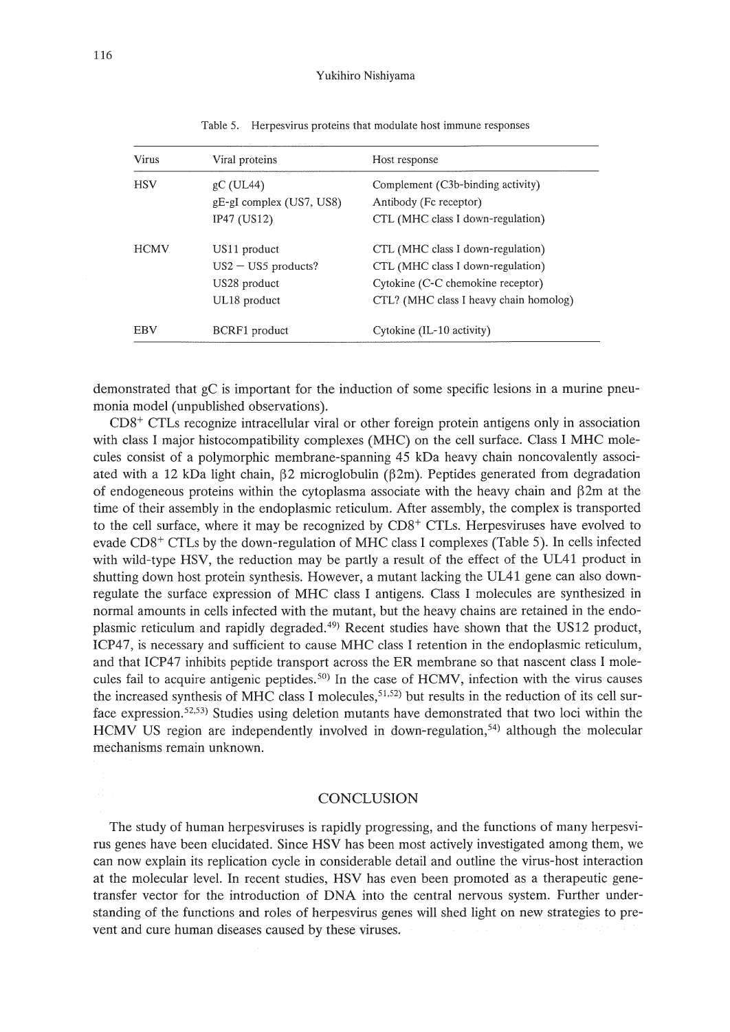Table 5. Herpesvirus proteins that modulate host immune responses

| Virus | Viral proteins | Host response |
|---|---|---|
| HSV | gC (UL44) | Complement (C3b-binding activity) |
| | gE-gI complex (US7, US8) | Antibody (Fc receptor) |
| | IP47 (US12) | CTL (MHC class I down-regulation) |
| HCMV | US11 product | CTL (MHC class I down-regulation) |
| | US2 − US5 products? | CTL (MHC class I down-regulation) |
| | US28 product | Cytokine (C-C chemokine receptor) |
| | UL18 product | CTL? (MHC class I heavy chain homolog) |
| EBV | BCRF1 product | Cytokine (IL-10 activity) |

demonstrated that gC is important for the induction of some specific lesions in a murine pneumonia model (unpublished observations).

$CD8^+$ CTLs recognize intracellular viral or other foreign protein antigens only in association with class I major histocompatibility complexes (MHC) on the cell surface. Class I MHC molecules consist of a polymorphic membrane-spanning 45 kDa heavy chain noncovalently associated with a 12 kDa light chain, β2 microglobulin (β2m). Peptides generated from degradation of endogeneous proteins within the cytoplasma associate with the heavy chain and β2m at the time of their assembly in the endoplasmic reticulum. After assembly, the complex is transported to the cell surface, where it may be recognized by $CD8^+$ CTLs. Herpesviruses have evolved to evade $CD8^+$ CTLs by the down-regulation of MHC class I complexes (Table 5). In cells infected with wild-type HSV, the reduction may be partly a result of the effect of the UL41 product in shutting down host protein synthesis. However, a mutant lacking the UL41 gene can also down-regulate the surface expression of MHC class I antigens. Class I molecules are synthesized in normal amounts in cells infected with the mutant, but the heavy chains are retained in the endoplasmic reticulum and rapidly degraded.[49] Recent studies have shown that the US12 product, ICP47, is necessary and sufficient to cause MHC class I retention in the endoplasmic reticulum, and that ICP47 inhibits peptide transport across the ER membrane so that nascent class I molecules fail to acquire antigenic peptides.[50] In the case of HCMV, infection with the virus causes the increased synthesis of MHC class I molecules,[51,52] but results in the reduction of its cell surface expression.[52,53] Studies using deletion mutants have demonstrated that two loci within the HCMV US region are independently involved in down-regulation,[54] although the molecular mechanisms remain unknown.

## CONCLUSION

The study of human herpesviruses is rapidly progressing, and the functions of many herpesvirus genes have been elucidated. Since HSV has been most actively investigated among them, we can now explain its replication cycle in considerable detail and outline the virus-host interaction at the molecular level. In recent studies, HSV has even been promoted as a therapeutic gene-transfer vector for the introduction of DNA into the central nervous system. Further understanding of the functions and roles of herpesvirus genes will shed light on new strategies to prevent and cure human diseases caused by these viruses.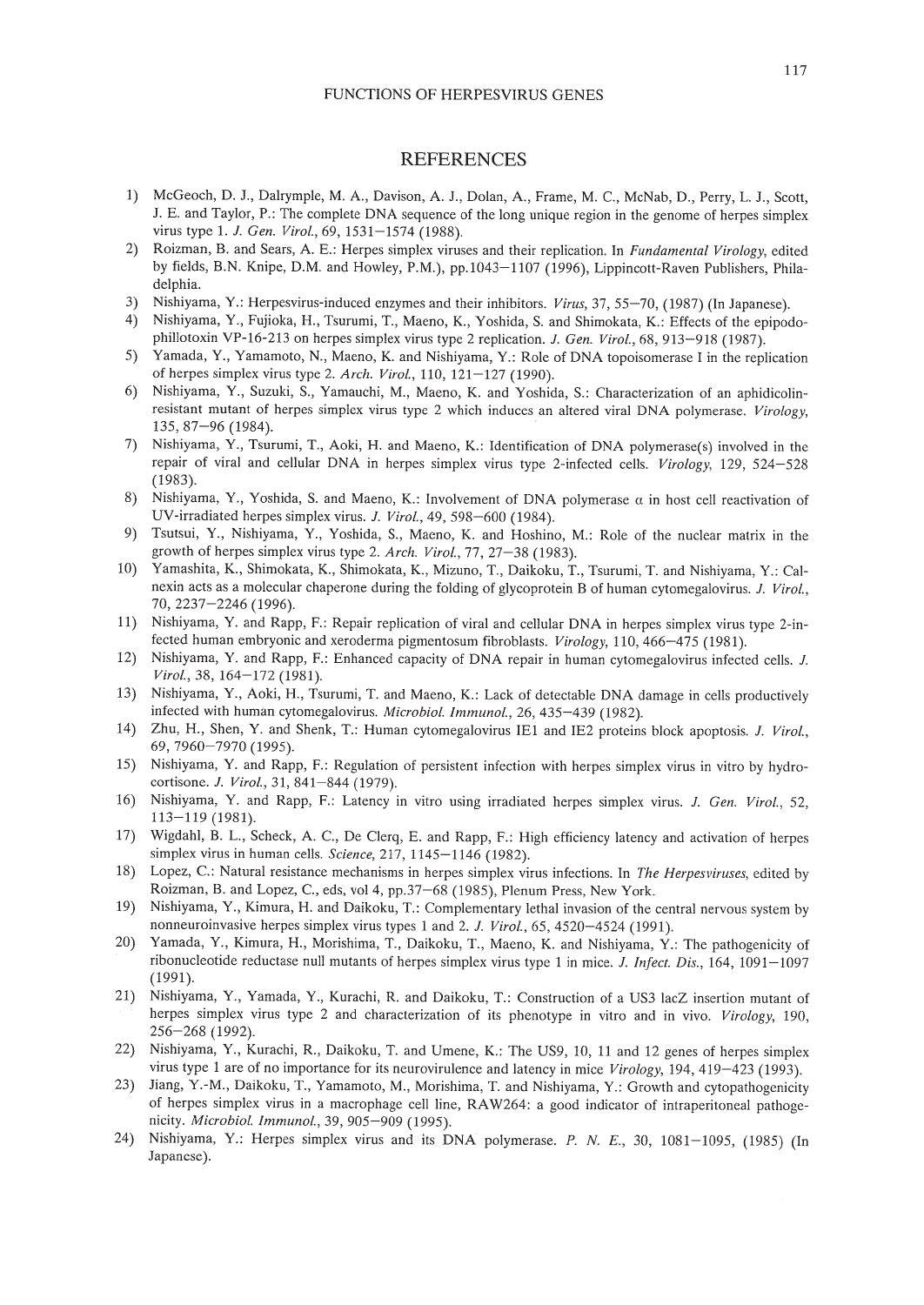## REFERENCES

1) McGeoch, D. J., Dalrymple, M. A., Davison, A. J., Dolan, A., Frame, M. C., McNab, D., Perry, L. J., Scott, J. E. and Taylor, P.: The complete DNA sequence of the long unique region in the genome of herpes simplex virus type 1. *J. Gen. Virol.*, 69, 1531–1574 (1988).
2) Roizman, B. and Sears, A. E.: Herpes simplex viruses and their replication. In *Fundamental Virology*, edited by fields, B.N. Knipe, D.M. and Howley, P.M.), pp.1043–1107 (1996), Lippincott-Raven Publishers, Philadelphia.
3) Nishiyama, Y.: Herpesvirus-induced enzymes and their inhibitors. *Virus*, 37, 55–70, (1987) (In Japanese).
4) Nishiyama, Y., Fujioka, H., Tsurumi, T., Maeno, K., Yoshida, S. and Shimokata, K.: Effects of the epipodophillotoxin VP-16-213 on herpes simplex virus type 2 replication. *J. Gen. Virol.*, 68, 913–918 (1987).
5) Yamada, Y., Yamamoto, N., Maeno, K. and Nishiyama, Y.: Role of DNA topoisomerase I in the replication of herpes simplex virus type 2. *Arch. Virol.*, 110, 121–127 (1990).
6) Nishiyama, Y., Suzuki, S., Yamauchi, M., Maeno, K. and Yoshida, S.: Characterization of an aphidicolin-resistant mutant of herpes simplex virus type 2 which induces an altered viral DNA polymerase. *Virology*, 135, 87–96 (1984).
7) Nishiyama, Y., Tsurumi, T., Aoki, H. and Maeno, K.: Identification of DNA polymerase(s) involved in the repair of viral and cellular DNA in herpes simplex virus type 2-infected cells. *Virology*, 129, 524–528 (1983).
8) Nishiyama, Y., Yoshida, S. and Maeno, K.: Involvement of DNA polymerase α in host cell reactivation of UV-irradiated herpes simplex virus. *J. Virol.*, 49, 598–600 (1984).
9) Tsutsui, Y., Nishiyama, Y., Yoshida, S., Maeno, K. and Hoshino, M.: Role of the nuclear matrix in the growth of herpes simplex virus type 2. *Arch. Virol.*, 77, 27–38 (1983).
10) Yamashita, K., Shimokata, K., Shimokata, K., Mizuno, T., Daikoku, T., Tsurumi, T. and Nishiyama, Y.: Calnexin acts as a molecular chaperone during the folding of glycoprotein B of human cytomegalovirus. *J. Virol.*, 70, 2237–2246 (1996).
11) Nishiyama, Y. and Rapp, F.: Repair replication of viral and cellular DNA in herpes simplex virus type 2-infected human embryonic and xeroderma pigmentosum fibroblasts. *Virology*, 110, 466–475 (1981).
12) Nishiyama, Y. and Rapp, F.: Enhanced capacity of DNA repair in human cytomegalovirus infected cells. *J. Virol.*, 38, 164–172 (1981).
13) Nishiyama, Y., Aoki, H., Tsurumi, T. and Maeno, K.: Lack of detectable DNA damage in cells productively infected with human cytomegalovirus. *Microbiol. Immunol.*, 26, 435–439 (1982).
14) Zhu, H., Shen, Y. and Shenk, T.: Human cytomegalovirus IE1 and IE2 proteins block apoptosis. *J. Virol.*, 69, 7960–7970 (1995).
15) Nishiyama, Y. and Rapp, F.: Regulation of persistent infection with herpes simplex virus in vitro by hydrocortisone. *J. Virol.*, 31, 841–844 (1979).
16) Nishiyama, Y. and Rapp, F.: Latency in vitro using irradiated herpes simplex virus. *J. Gen. Virol.*, 52, 113–119 (1981).
17) Wigdahl, B. L., Scheck, A. C., De Clerq, E. and Rapp, F.: High efficiency latency and activation of herpes simplex virus in human cells. *Science*, 217, 1145–1146 (1982).
18) Lopez, C.: Natural resistance mechanisms in herpes simplex virus infections. In *The Herpesviruses*, edited by Roizman, B. and Lopez, C., eds, vol 4, pp.37–68 (1985), Plenum Press, New York.
19) Nishiyama, Y., Kimura, H. and Daikoku, T.: Complementary lethal invasion of the central nervous system by nonneuroinvasive herpes simplex virus types 1 and 2. *J. Virol.*, 65, 4520–4524 (1991).
20) Yamada, Y., Kimura, H., Morishima, T., Daikoku, T., Maeno, K. and Nishiyama, Y.: The pathogenicity of ribonucleotide reductase null mutants of herpes simplex virus type 1 in mice. *J. Infect. Dis.*, 164, 1091–1097 (1991).
21) Nishiyama, Y., Yamada, Y., Kurachi, R. and Daikoku, T.: Construction of a US3 lacZ insertion mutant of herpes simplex virus type 2 and characterization of its phenotype in vitro and in vivo. *Virology*, 190, 256–268 (1992).
22) Nishiyama, Y., Kurachi, R., Daikoku, T. and Umene, K.: The US9, 10, 11 and 12 genes of herpes simplex virus type 1 are of no importance for its neurovirulence and latency in mice *Virology*, 194, 419–423 (1993).
23) Jiang, Y.-M., Daikoku, T., Yamamoto, M., Morishima, T. and Nishiyama, Y.: Growth and cytopathogenicity of herpes simplex virus in a macrophage cell line, RAW264: a good indicator of intraperitoneal pathogenicity. *Microbiol. Immunol.*, 39, 905–909 (1995).
24) Nishiyama, Y.: Herpes simplex virus and its DNA polymerase. *P. N. E.*, 30, 1081–1095, (1985) (In Japanese).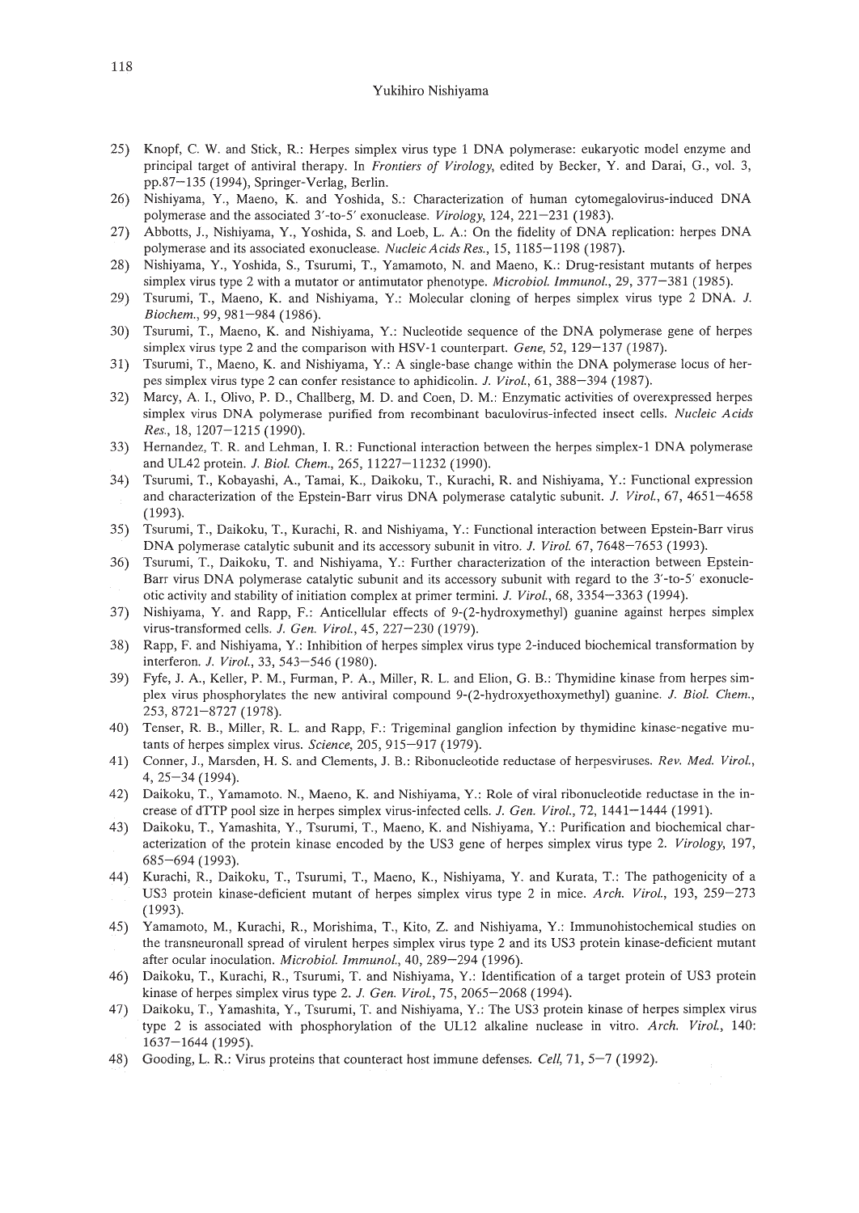25) Knopf, C. W. and Stick, R.: Herpes simplex virus type 1 DNA polymerase: eukaryotic model enzyme and principal target of antiviral therapy. In *Frontiers of Virology*, edited by Becker, Y. and Darai, G., vol. 3, pp.87–135 (1994), Springer-Verlag, Berlin.
26) Nishiyama, Y., Maeno, K. and Yoshida, S.: Characterization of human cytomegalovirus-induced DNA polymerase and the associated 3′-to-5′ exonuclease. *Virology*, 124, 221–231 (1983).
27) Abbotts, J., Nishiyama, Y., Yoshida, S. and Loeb, L. A.: On the fidelity of DNA replication: herpes DNA polymerase and its associated exonuclease. *Nucleic Acids Res.*, 15, 1185–1198 (1987).
28) Nishiyama, Y., Yoshida, S., Tsurumi, T., Yamamoto, N. and Maeno, K.: Drug-resistant mutants of herpes simplex virus type 2 with a mutator or antimutator phenotype. *Microbiol. Immunol.*, 29, 377–381 (1985).
29) Tsurumi, T., Maeno, K. and Nishiyama, Y.: Molecular cloning of herpes simplex virus type 2 DNA. *J. Biochem.*, 99, 981–984 (1986).
30) Tsurumi, T., Maeno, K. and Nishiyama, Y.: Nucleotide sequence of the DNA polymerase gene of herpes simplex virus type 2 and the comparison with HSV-1 counterpart. *Gene*, 52, 129–137 (1987).
31) Tsurumi, T., Maeno, K. and Nishiyama, Y.: A single-base change within the DNA polymerase locus of herpes simplex virus type 2 can confer resistance to aphidicolin. *J. Virol.*, 61, 388–394 (1987).
32) Marcy, A. I., Olivo, P. D., Challberg, M. D. and Coen, D. M.: Enzymatic activities of overexpressed herpes simplex virus DNA polymerase purified from recombinant baculovirus-infected insect cells. *Nucleic Acids Res.*, 18, 1207–1215 (1990).
33) Hernandez, T. R. and Lehman, I. R.: Functional interaction between the herpes simplex-1 DNA polymerase and UL42 protein. *J. Biol. Chem.*, 265, 11227–11232 (1990).
34) Tsurumi, T., Kobayashi, A., Tamai, K., Daikoku, T., Kurachi, R. and Nishiyama, Y.: Functional expression and characterization of the Epstein-Barr virus DNA polymerase catalytic subunit. *J. Virol.*, 67, 4651–4658 (1993).
35) Tsurumi, T., Daikoku, T., Kurachi, R. and Nishiyama, Y.: Functional interaction between Epstein-Barr virus DNA polymerase catalytic subunit and its accessory subunit in vitro. *J. Virol.* 67, 7648–7653 (1993).
36) Tsurumi, T., Daikoku, T. and Nishiyama, Y.: Further characterization of the interaction between Epstein-Barr virus DNA polymerase catalytic subunit and its accessory subunit with regard to the 3′-to-5′ exonucleotic activity and stability of initiation complex at primer termini. *J. Virol.*, 68, 3354–3363 (1994).
37) Nishiyama, Y. and Rapp, F.: Anticellular effects of 9-(2-hydroxymethyl) guanine against herpes simplex virus-transformed cells. *J. Gen. Virol.*, 45, 227–230 (1979).
38) Rapp, F. and Nishiyama, Y.: Inhibition of herpes simplex virus type 2-induced biochemical transformation by interferon. *J. Virol.*, 33, 543–546 (1980).
39) Fyfe, J. A., Keller, P. M., Furman, P. A., Miller, R. L. and Elion, G. B.: Thymidine kinase from herpes simplex virus phosphorylates the new antiviral compound 9-(2-hydroxyethoxymethyl) guanine. *J. Biol. Chem.*, 253, 8721–8727 (1978).
40) Tenser, R. B., Miller, R. L. and Rapp, F.: Trigeminal ganglion infection by thymidine kinase-negative mutants of herpes simplex virus. *Science*, 205, 915–917 (1979).
41) Conner, J., Marsden, H. S. and Clements, J. B.: Ribonucleotide reductase of herpesviruses. *Rev. Med. Virol.*, 4, 25–34 (1994).
42) Daikoku, T., Yamamoto. N., Maeno, K. and Nishiyama, Y.: Role of viral ribonucleotide reductase in the increase of dTTP pool size in herpes simplex virus-infected cells. *J. Gen. Virol.*, 72, 1441–1444 (1991).
43) Daikoku, T., Yamashita, Y., Tsurumi, T., Maeno, K. and Nishiyama, Y.: Purification and biochemical characterization of the protein kinase encoded by the US3 gene of herpes simplex virus type 2. *Virology*, 197, 685–694 (1993).
44) Kurachi, R., Daikoku, T., Tsurumi, T., Maeno, K., Nishiyama, Y. and Kurata, T.: The pathogenicity of a US3 protein kinase-deficient mutant of herpes simplex virus type 2 in mice. *Arch. Virol.*, 193, 259–273 (1993).
45) Yamamoto, M., Kurachi, R., Morishima, T., Kito, Z. and Nishiyama, Y.: Immunohistochemical studies on the transneuronall spread of virulent herpes simplex virus type 2 and its US3 protein kinase-deficient mutant after ocular inoculation. *Microbiol. Immunol.*, 40, 289–294 (1996).
46) Daikoku, T., Kurachi, R., Tsurumi, T. and Nishiyama, Y.: Identification of a target protein of US3 protein kinase of herpes simplex virus type 2. *J. Gen. Virol.*, 75, 2065–2068 (1994).
47) Daikoku, T., Yamashita, Y., Tsurumi, T. and Nishiyama, Y.: The US3 protein kinase of herpes simplex virus type 2 is associated with phosphorylation of the UL12 alkaline nuclease in vitro. *Arch. Virol.*, 140: 1637–1644 (1995).
48) Gooding, L. R.: Virus proteins that counteract host immune defenses. *Cell*, 71, 5–7 (1992).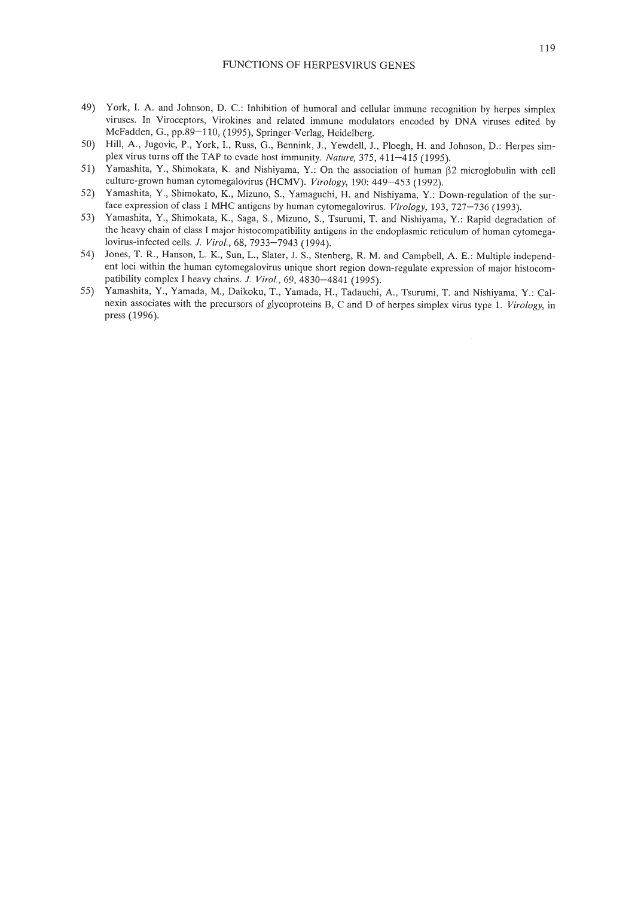49) York, I. A. and Johnson, D. C.: Inhibition of humoral and cellular immune recognition by herpes simplex viruses. In Viroceptors, Virokines and related immune modulators encoded by DNA viruses edited by McFadden, G., pp.89–110, (1995), Springer-Verlag, Heidelberg.

50) Hill, A., Jugovic, P., York, I., Russ, G., Bennink, J., Yewdell, J., Ploegh, H. and Johnson, D.: Herpes simplex virus turns off the TAP to evade host immunity. *Nature*, 375, 411–415 (1995).

51) Yamashita, Y., Shimokata, K. and Nishiyama, Y.: On the association of human β2 microglobulin with cell culture-grown human cytomegalovirus (HCMV). *Virology*, 190: 449–453 (1992).

52) Yamashita, Y., Shimokato, K., Mizuno, S., Yamaguchi, H. and Nishiyama, Y.: Down-regulation of the surface expression of class 1 MHC antigens by human cytomegalovirus. *Virology*, 193, 727–736 (1993).

53) Yamashita, Y., Shimokata, K., Saga, S., Mizuno, S., Tsurumi, T. and Nishiyama, Y.: Rapid degradation of the heavy chain of class I major histocompatibility antigens in the endoplasmic reticulum of human cytomegalovirus-infected cells. *J. Virol.*, 68, 7933–7943 (1994).

54) Jones, T. R., Hanson, L. K., Sun, L., Slater, J. S., Stenberg, R. M. and Campbell, A. E.: Multiple independent loci within the human cytomegalovirus unique short region down-regulate expression of major histocompatibility complex I heavy chains. *J. Virol.*, 69, 4830–4841 (1995).

55) Yamashita, Y., Yamada, M., Daikoku, T., Yamada, H., Tadauchi, A., Tsurumi, T. and Nishiyama, Y.: Calnexin associates with the precursors of glycoproteins B, C and D of herpes simplex virus type 1. *Virology*, in press (1996).